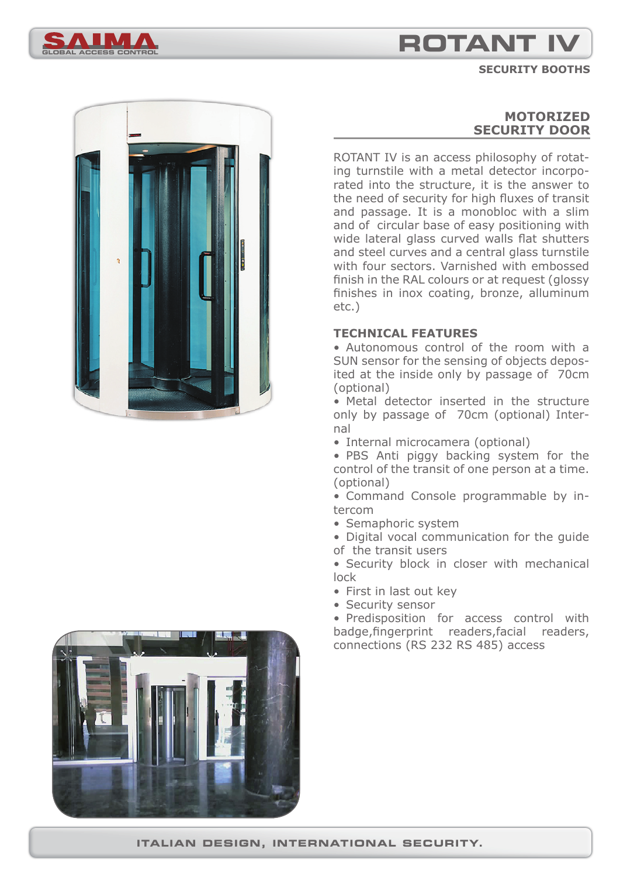# ROTANT IV

**SECURITY BOOTHS**

## MOTORIZED SECURITY DOOR

ROTANT IV is an access philosophy of rotating turnstile with a metal detector incorporated into the structure, it is the answer to the need of security for high fluxes of transit and passage. It is a monobloc with a slim and of circular base of easy positioning with wide lateral glass curved walls flat shutters and steel curves and a central glass turnstile with four sectors. Varnished with embossed finish in the RAL colours or at request (glossy finishes in inox coating, bronze, alluminum etc.)

### TECHNICAL FEATURES

- Autonomous control of the room with a SUN sensor for the sensing of objects deposited at the inside only by passage of 70cm (optional)
- Metal detector inserted in the structure only by passage of 70cm (optional) Internal
- Internal microcamera (optional)
- PBS Anti piggy backing system for the control of the transit of one person at a time. (optional)
- Command Console programmable by intercom
- Semaphoric system
- Digital vocal communication for the guide of the transit users
- Security block in closer with mechanical lock
- First in last out key
- Security sensor
- Predisposition for access control with badge,fingerprint readers,facial readers, connections (RS 232 RS 485) access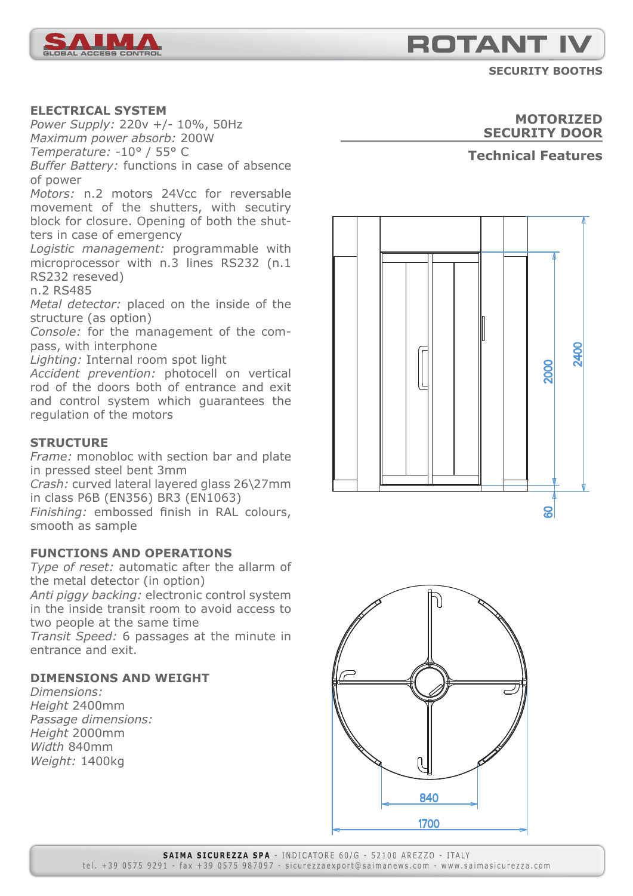# ROTANT IV

SECURITY BOOTHS

## MOTORIZED SECURITY DOOR

### Technical Features

### ELECTRICAL SYSTEM

*Power Supply:* 220v +/- 10%, 50Hz
*Maximum power absorb:* 200W
*Temperature:* -10° / 55° C
*Buffer Battery:* functions in case of absence of power
*Motors:* n.2 motors 24Vcc for reversable movement of the shutters, with secutiry block for closure. Opening of both the shutters in case of emergency
*Logistic management:* programmable with microprocessor with n.3 lines RS232 (n.1 RS232 reseved)
n.2 RS485
*Metal detector:* placed on the inside of the structure (as option)
*Console:* for the management of the compass, with interphone
*Lighting:* Internal room spot light
*Accident prevention:* photocell on vertical rod of the doors both of entrance and exit and control system which guarantees the regulation of the motors

### STRUCTURE

*Frame:* monobloc with section bar and plate in pressed steel bent 3mm
*Crash:* curved lateral layered glass 26\27mm in class P6B (EN356) BR3 (EN1063)
*Finishing:* embossed finish in RAL colours, smooth as sample

### FUNCTIONS AND OPERATIONS

*Type of reset:* automatic after the allarm of the metal detector (in option)
*Anti piggy backing:* electronic control system in the inside transit room to avoid access to two people at the same time
*Transit Speed:* 6 passages at the minute in entrance and exit.

### DIMENSIONS AND WEIGHT

*Dimensions:*
*Height* 2400mm
*Passage dimensions:*
*Height* 2000mm
*Width* 840mm
*Weight:* 1400kg

2000
2400
60
840
1700